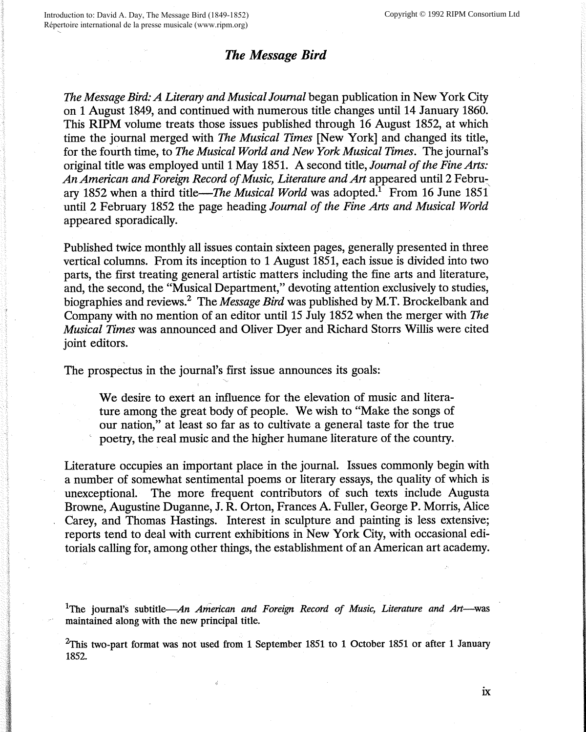# *The Message Bird*

*The Message Bird: A Literary and Musical Journal* began publication in New York City on 1 August 1849, and continued with numerous title changes until 14 January 1860. This RIPM volume treats those issues published through 16 August 1852, at which time the journal merged with *The Musical Times* [New York] and changed its title, for the fourth time, to *The Musical World and New York Musical Times*. The journal's original title was employed until 1 May 1851. A second title, *Journal of the Fine Arts: An American and Foreign Record of Music, Literature and Art* appeared until 2 February 1852 when a third title—*The Musical World* was adopted.[1] From 16 June 1851 until 2 February 1852 the page heading *Journal of the Fine Arts and Musical World* appeared sporadically.

Published twice monthly all issues contain sixteen pages, generally presented in three vertical columns. From its inception to 1 August 1851, each issue is divided into two parts, the first treating general artistic matters including the fine arts and literature, and, the second, the "Musical Department," devoting attention exclusively to studies, biographies and reviews.[2] The *Message Bird* was published by M.T. Brockelbank and Company with no mention of an editor until 15 July 1852 when the merger with *The Musical Times* was announced and Oliver Dyer and Richard Storrs Willis were cited joint editors.

The prospectus in the journal's first issue announces its goals:

> We desire to exert an influence for the elevation of music and literature among the great body of people. We wish to "Make the songs of our nation," at least so far as to cultivate a general taste for the true poetry, the real music and the higher humane literature of the country.

Literature occupies an important place in the journal. Issues commonly begin with a number of somewhat sentimental poems or literary essays, the quality of which is unexceptional. The more frequent contributors of such texts include Augusta Browne, Augustine Duganne, J. R. Orton, Frances A. Fuller, George P. Morris, Alice Carey, and Thomas Hastings. Interest in sculpture and painting is less extensive; reports tend to deal with current exhibitions in New York City, with occasional editorials calling for, among other things, the establishment of an American art academy.

---

[1]The journal's subtitle—*An American and Foreign Record of Music, Literature and Art*—was maintained along with the new principal title.

[2]This two-part format was not used from 1 September 1851 to 1 October 1851 or after 1 January 1852.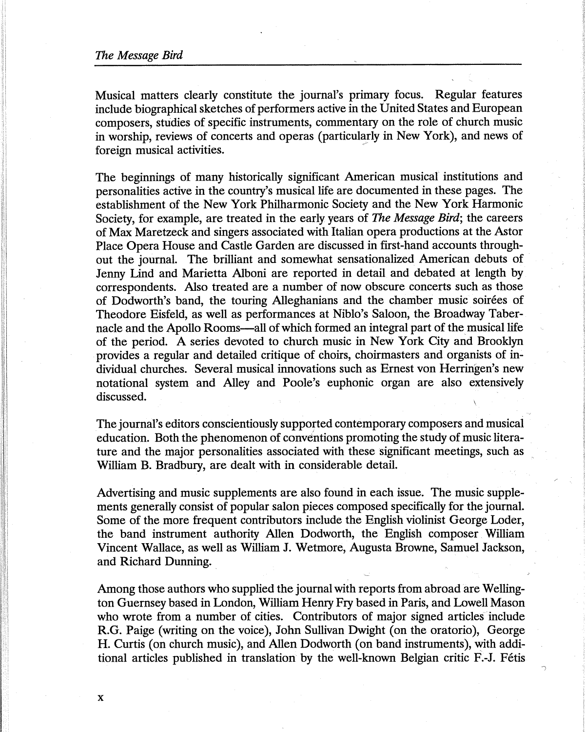Musical matters clearly constitute the journal's primary focus. Regular features include biographical sketches of performers active in the United States and European composers, studies of specific instruments, commentary on the role of church music in worship, reviews of concerts and operas (particularly in New York), and news of foreign musical activities.

The beginnings of many historically significant American musical institutions and personalities active in the country's musical life are documented in these pages. The establishment of the New York Philharmonic Society and the New York Harmonic Society, for example, are treated in the early years of *The Message Bird*; the careers of Max Maretzeck and singers associated with Italian opera productions at the Astor Place Opera House and Castle Garden are discussed in first-hand accounts throughout the journal. The brilliant and somewhat sensationalized American debuts of Jenny Lind and Marietta Alboni are reported in detail and debated at length by correspondents. Also treated are a number of now obscure concerts such as those of Dodworth's band, the touring Alleghanians and the chamber music soirées of Theodore Eisfeld, as well as performances at Niblo's Saloon, the Broadway Tabernacle and the Apollo Rooms—all of which formed an integral part of the musical life of the period. A series devoted to church music in New York City and Brooklyn provides a regular and detailed critique of choirs, choirmasters and organists of individual churches. Several musical innovations such as Ernest von Herringen's new notational system and Alley and Poole's euphonic organ are also extensively discussed.

The journal's editors conscientiously supported contemporary composers and musical education. Both the phenomenon of conventions promoting the study of music literature and the major personalities associated with these significant meetings, such as William B. Bradbury, are dealt with in considerable detail.

Advertising and music supplements are also found in each issue. The music supplements generally consist of popular salon pieces composed specifically for the journal. Some of the more frequent contributors include the English violinist George Loder, the band instrument authority Allen Dodworth, the English composer William Vincent Wallace, as well as William J. Wetmore, Augusta Browne, Samuel Jackson, and Richard Dunning.

Among those authors who supplied the journal with reports from abroad are Wellington Guernsey based in London, William Henry Fry based in Paris, and Lowell Mason who wrote from a number of cities. Contributors of major signed articles include R.G. Paige (writing on the voice), John Sullivan Dwight (on the oratorio), George H. Curtis (on church music), and Allen Dodworth (on band instruments), with additional articles published in translation by the well-known Belgian critic F.-J. Fétis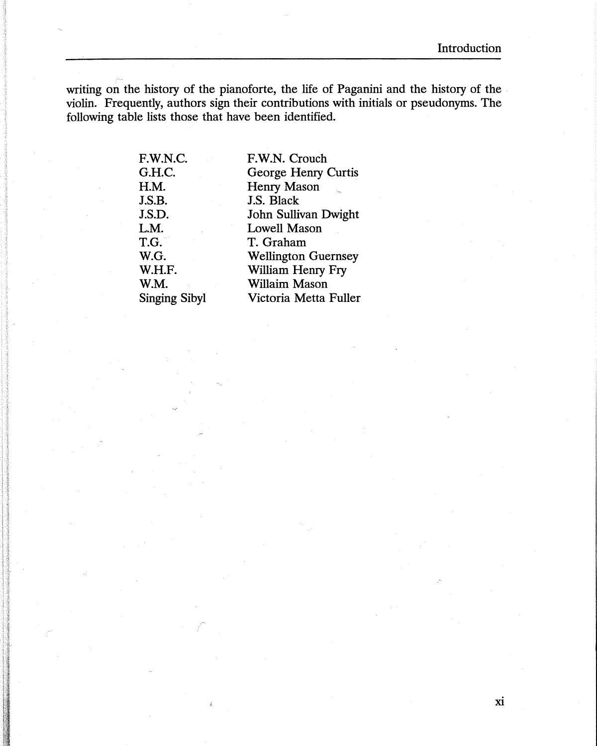writing on the history of the pianoforte, the life of Paganini and the history of the violin. Frequently, authors sign their contributions with initials or pseudonyms. The following table lists those that have been identified.

| | |
|---|---|
| F.W.N.C. | F.W.N. Crouch |
| G.H.C. | George Henry Curtis |
| H.M. | Henry Mason |
| J.S.B. | J.S. Black |
| J.S.D. | John Sullivan Dwight |
| L.M. | Lowell Mason |
| T.G. | T. Graham |
| W.G. | Wellington Guernsey |
| W.H.F. | William Henry Fry |
| W.M. | Willaim Mason |
| Singing Sibyl | Victoria Metta Fuller |